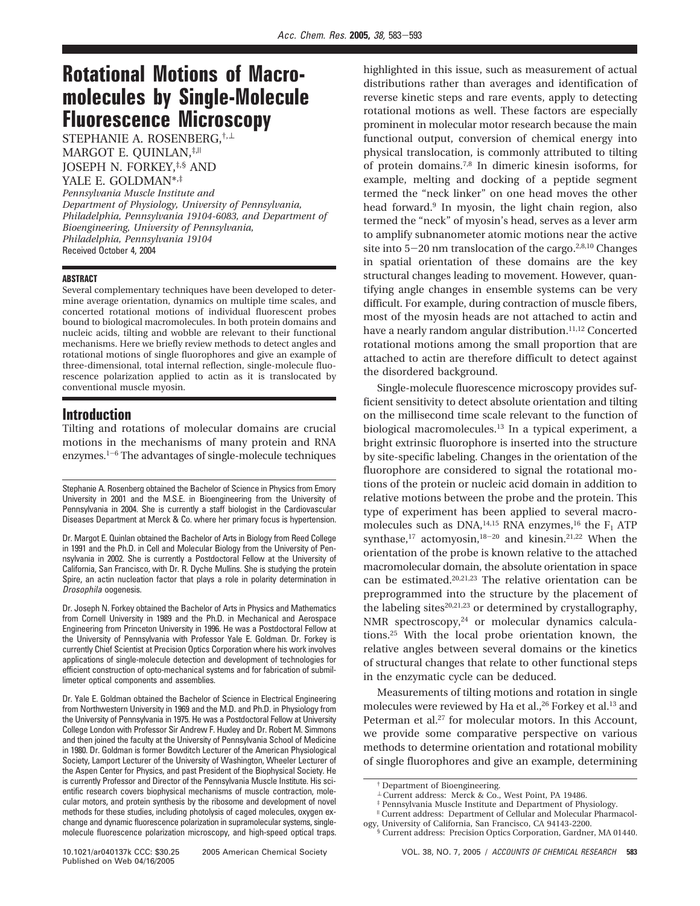# Rotational Motions of Macromolecules by Single-Molecule Fluorescence Microscopy

STEPHANIE A. ROSENBERG,[†,⊥] MARGOT E. QUINLAN,[‡,‖] JOSEPH N. FORKEY,[‡,§] AND YALE E. GOLDMAN[*,‡]

*Pennsylvania Muscle Institute and Department of Physiology, University of Pennsylvania, Philadelphia, Pennsylvania 19104-6083, and Department of Bioengineering, University of Pennsylvania, Philadelphia, Pennsylvania 19104*

Received October 4, 2004

### ABSTRACT

Several complementary techniques have been developed to determine average orientation, dynamics on multiple time scales, and concerted rotational motions of individual fluorescent probes bound to biological macromolecules. In both protein domains and nucleic acids, tilting and wobble are relevant to their functional mechanisms. Here we briefly review methods to detect angles and rotational motions of single fluorophores and give an example of three-dimensional, total internal reflection, single-molecule fluorescence polarization applied to actin as it is translocated by conventional muscle myosin.

## Introduction

Tilting and rotations of molecular domains are crucial motions in the mechanisms of many protein and RNA enzymes.[1-6] The advantages of single-molecule techniques highlighted in this issue, such as measurement of actual distributions rather than averages and identification of reverse kinetic steps and rare events, apply to detecting rotational motions as well. These factors are especially prominent in molecular motor research because the main functional output, conversion of chemical energy into physical translocation, is commonly attributed to tilting of protein domains.[7,8] In dimeric kinesin isoforms, for example, melting and docking of a peptide segment termed the "neck linker" on one head moves the other head forward.[9] In myosin, the light chain region, also termed the "neck" of myosin's head, serves as a lever arm to amplify subnanometer atomic motions near the active site into 5−20 nm translocation of the cargo.[2,8,10] Changes in spatial orientation of these domains are the key structural changes leading to movement. However, quantifying angle changes in ensemble systems can be very difficult. For example, during contraction of muscle fibers, most of the myosin heads are not attached to actin and have a nearly random angular distribution.[11,12] Concerted rotational motions among the small proportion that are attached to actin are therefore difficult to detect against the disordered background.

Single-molecule fluorescence microscopy provides sufficient sensitivity to detect absolute orientation and tilting on the millisecond time scale relevant to the function of biological macromolecules.[13] In a typical experiment, a bright extrinsic fluorophore is inserted into the structure by site-specific labeling. Changes in the orientation of the fluorophore are considered to signal the rotational motions of the protein or nucleic acid domain in addition to relative motions between the probe and the protein. This type of experiment has been applied to several macromolecules such as DNA,[14,15] RNA enzymes,[16] the $F_1$ ATP synthase,[17] actomyosin,[18-20] and kinesin.[21,22] When the orientation of the probe is known relative to the attached macromolecular domain, the absolute orientation in space can be estimated.[20,21,23] The relative orientation can be preprogrammed into the structure by the placement of the labeling sites[20,21,23] or determined by crystallography, NMR spectroscopy,[24] or molecular dynamics calculations.[25] With the local probe orientation known, the relative angles between several domains or the kinetics of structural changes that relate to other functional steps in the enzymatic cycle can be deduced.

Measurements of tilting motions and rotation in single molecules were reviewed by Ha et al.,[26] Forkey et al.[13] and Peterman et al.[27] for molecular motors. In this Account, we provide some comparative perspective on various methods to determine orientation and rotational mobility of single fluorophores and give an example, determining

Stephanie A. Rosenberg obtained the Bachelor of Science in Physics from Emory University in 2001 and the M.S.E. in Bioengineering from the University of Pennsylvania in 2004. She is currently a staff biologist in the Cardiovascular Diseases Department at Merck & Co. where her primary focus is hypertension.

Dr. Margot E. Quinlan obtained the Bachelor of Arts in Biology from Reed College in 1991 and the Ph.D. in Cell and Molecular Biology from the University of Pennsylvania in 2002. She is currently a Postdoctoral Fellow at the University of California, San Francisco, with Dr. R. Dyche Mullins. She is studying the protein Spire, an actin nucleation factor that plays a role in polarity determination in *Drosophila* oogenesis.

Dr. Joseph N. Forkey obtained the Bachelor of Arts in Physics and Mathematics from Cornell University in 1989 and the Ph.D. in Mechanical and Aerospace Engineering from Princeton University in 1996. He was a Postdoctoral Fellow at the University of Pennsylvania with Professor Yale E. Goldman. Dr. Forkey is currently Chief Scientist at Precision Optics Corporation where his work involves applications of single-molecule detection and development of technologies for efficient construction of opto-mechanical systems and for fabrication of submillimeter optical components and assemblies.

Dr. Yale E. Goldman obtained the Bachelor of Science in Electrical Engineering from Northwestern University in 1969 and the M.D. and Ph.D. in Physiology from the University of Pennsylvania in 1975. He was a Postdoctoral Fellow at University College London with Professor Sir Andrew F. Huxley and Dr. Robert M. Simmons and then joined the faculty at the University of Pennsylvania School of Medicine in 1980. Dr. Goldman is former Bowditch Lecturer of the American Physiological Society, Lamport Lecturer of the University of Washington, Wheeler Lecturer of the Aspen Center for Physics, and past President of the Biophysical Society. He is currently Professor and Director of the Pennsylvania Muscle Institute. His scientific research covers biophysical mechanisms of muscle contraction, molecular motors, and protein synthesis by the ribosome and development of novel methods for these studies, including photolysis of caged molecules, oxygen exchange and dynamic fluorescence polarization in supramolecular systems, single-molecule fluorescence polarization microscopy, and high-speed optical traps.

[†] Department of Bioengineering.

[⊥] Current address: Merck & Co., West Point, PA 19486.

[‡] Pennsylvania Muscle Institute and Department of Physiology.

[‖] Current address: Department of Cellular and Molecular Pharmacology, University of California, San Francisco, CA 94143-2200.

[§] Current address: Precision Optics Corporation, Gardner, MA 01440.

10.1021/ar040137k CCC: $30.25 2005 American Chemical Society
Published on Web 04/16/2005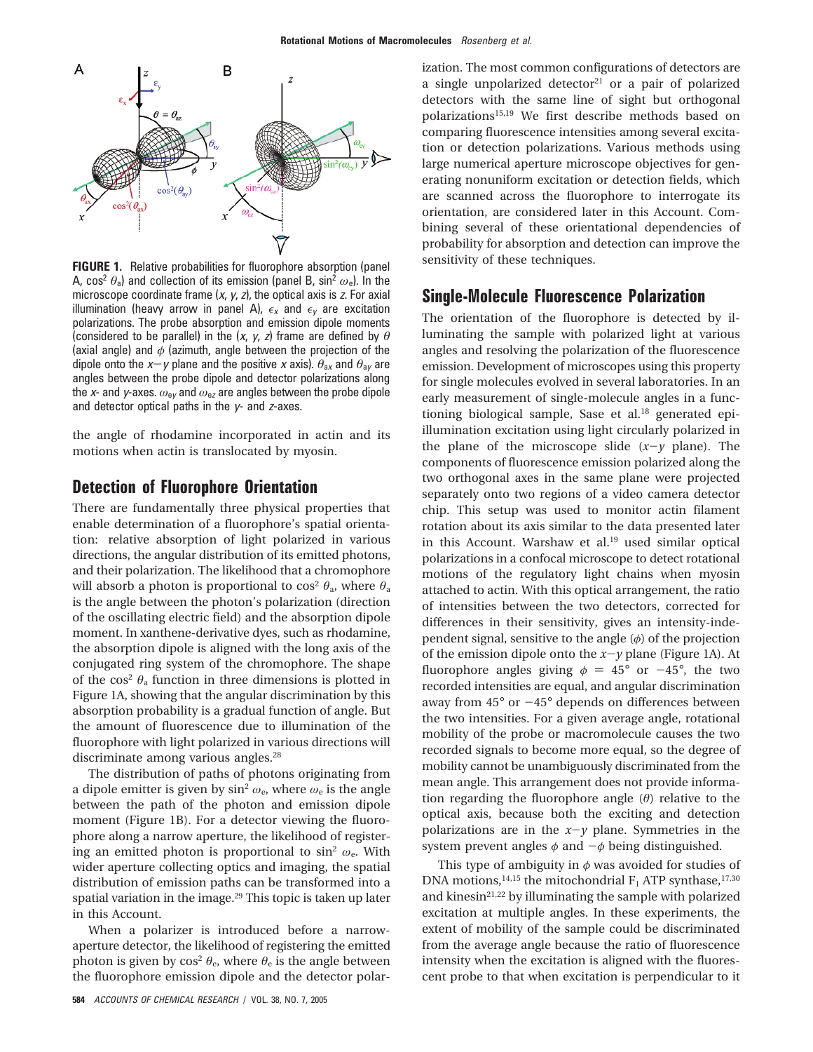**FIGURE 1.** Relative probabilities for fluorophore absorption (panel A, $\cos^2 \theta_a$) and collection of its emission (panel B, $\sin^2 \omega_e$). In the microscope coordinate frame ($x$, $y$, $z$), the optical axis is $z$. For axial illumination (heavy arrow in panel A), $\epsilon_x$ and $\epsilon_y$ are excitation polarizations. The probe absorption and emission dipole moments (considered to be parallel) in the ($x$, $y$, $z$) frame are defined by $\theta$ (axial angle) and $\phi$ (azimuth, angle between the projection of the dipole onto the $x-y$ plane and the positive $x$ axis). $\theta_{ax}$ and $\theta_{ay}$ are angles between the probe dipole and detector polarizations along the $x$- and $y$-axes. $\omega_{ey}$ and $\omega_{ez}$ are angles between the probe dipole and detector optical paths in the $y$- and $z$-axes.

the angle of rhodamine incorporated in actin and its motions when actin is translocated by myosin.

## Detection of Fluorophore Orientation

There are fundamentally three physical properties that enable determination of a fluorophore's spatial orientation: relative absorption of light polarized in various directions, the angular distribution of its emitted photons, and their polarization. The likelihood that a chromophore will absorb a photon is proportional to $\cos^2 \theta_a$, where $\theta_a$ is the angle between the photon's polarization (direction of the oscillating electric field) and the absorption dipole moment. In xanthene-derivative dyes, such as rhodamine, the absorption dipole is aligned with the long axis of the conjugated ring system of the chromophore. The shape of the $\cos^2 \theta_a$ function in three dimensions is plotted in Figure 1A, showing that the angular discrimination by this absorption probability is a gradual function of angle. But the amount of fluorescence due to illumination of the fluorophore with light polarized in various directions will discriminate among various angles.[28]

The distribution of paths of photons originating from a dipole emitter is given by $\sin^2 \omega_e$, where $\omega_e$ is the angle between the path of the photon and emission dipole moment (Figure 1B). For a detector viewing the fluorophore along a narrow aperture, the likelihood of registering an emitted photon is proportional to $\sin^2 \omega_e$. With wider aperture collecting optics and imaging, the spatial distribution of emission paths can be transformed into a spatial variation in the image.[29] This topic is taken up later in this Account.

When a polarizer is introduced before a narrow-aperture detector, the likelihood of registering the emitted photon is given by $\cos^2 \theta_e$, where $\theta_e$ is the angle between the fluorophore emission dipole and the detector polarization. The most common configurations of detectors are a single unpolarized detector[21] or a pair of polarized detectors with the same line of sight but orthogonal polarizations[15,19] We first describe methods based on comparing fluorescence intensities among several excitation or detection polarizations. Various methods using large numerical aperture microscope objectives for generating nonuniform excitation or detection fields, which are scanned across the fluorophore to interrogate its orientation, are considered later in this Account. Combining several of these orientational dependencies of probability for absorption and detection can improve the sensitivity of these techniques.

## Single-Molecule Fluorescence Polarization

The orientation of the fluorophore is detected by illuminating the sample with polarized light at various angles and resolving the polarization of the fluorescence emission. Development of microscopes using this property for single molecules evolved in several laboratories. In an early measurement of single-molecule angles in a functioning biological sample, Sase et al.[18] generated epi-illumination excitation using light circularly polarized in the plane of the microscope slide ($x-y$ plane). The components of fluorescence emission polarized along the two orthogonal axes in the same plane were projected separately onto two regions of a video camera detector chip. This setup was used to monitor actin filament rotation about its axis similar to the data presented later in this Account. Warshaw et al.[19] used similar optical polarizations in a confocal microscope to detect rotational motions of the regulatory light chains when myosin attached to actin. With this optical arrangement, the ratio of intensities between the two detectors, corrected for differences in their sensitivity, gives an intensity-independent signal, sensitive to the angle ($\phi$) of the projection of the emission dipole onto the $x-y$ plane (Figure 1A). At fluorophore angles giving $\phi = 45°$ or $-45°$, the two recorded intensities are equal, and angular discrimination away from 45° or −45° depends on differences between the two intensities. For a given average angle, rotational mobility of the probe or macromolecule causes the two recorded signals to become more equal, so the degree of mobility cannot be unambiguously discriminated from the mean angle. This arrangement does not provide information regarding the fluorophore angle ($\theta$) relative to the optical axis, because both the exciting and detection polarizations are in the $x-y$ plane. Symmetries in the system prevent angles $\phi$ and $-\phi$ being distinguished.

This type of ambiguity in $\phi$ was avoided for studies of DNA motions,[14,15] the mitochondrial $F_1$ ATP synthase,[17,30] and kinesin[21,22] by illuminating the sample with polarized excitation at multiple angles. In these experiments, the extent of mobility of the sample could be discriminated from the average angle because the ratio of fluorescence intensity when the excitation is aligned with the fluorescent probe to that when excitation is perpendicular to it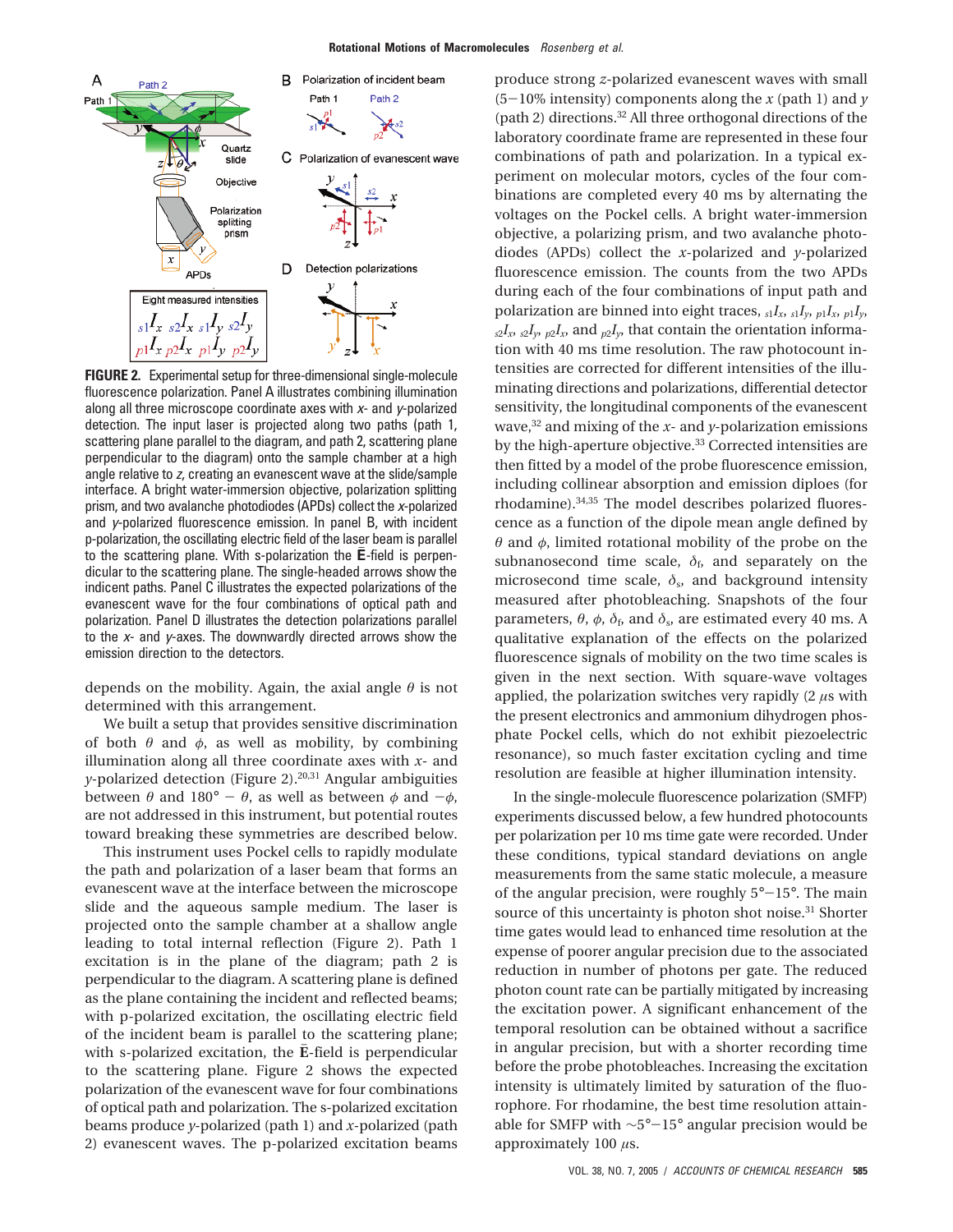**FIGURE 2.** Experimental setup for three-dimensional single-molecule fluorescence polarization. Panel A illustrates combining illumination along all three microscope coordinate axes with $x$- and $y$-polarized detection. The input laser is projected along two paths (path 1, scattering plane parallel to the diagram, and path 2, scattering plane perpendicular to the diagram) onto the sample chamber at a high angle relative to $z$, creating an evanescent wave at the slide/sample interface. A bright water-immersion objective, polarization splitting prism, and two avalanche photodiodes (APDs) collect the $x$-polarized and $y$-polarized fluorescence emission. In panel B, with incident p-polarization, the oscillating electric field of the laser beam is parallel to the scattering plane. With s-polarization the $\bar{\mathbf{E}}$-field is perpendicular to the scattering plane. The single-headed arrows show the indicent paths. Panel C illustrates the expected polarizations of the evanescent wave for the four combinations of optical path and polarization. Panel D illustrates the detection polarizations parallel to the $x$- and $y$-axes. The downwardly directed arrows show the emission direction to the detectors.

depends on the mobility. Again, the axial angle $\theta$ is not determined with this arrangement.

We built a setup that provides sensitive discrimination of both $\theta$ and $\phi$, as well as mobility, by combining illumination along all three coordinate axes with $x$- and $y$-polarized detection (Figure 2).[20,31] Angular ambiguities between $\theta$ and $180° - \theta$, as well as between $\phi$ and $-\phi$, are not addressed in this instrument, but potential routes toward breaking these symmetries are described below.

This instrument uses Pockel cells to rapidly modulate the path and polarization of a laser beam that forms an evanescent wave at the interface between the microscope slide and the aqueous sample medium. The laser is projected onto the sample chamber at a shallow angle leading to total internal reflection (Figure 2). Path 1 excitation is in the plane of the diagram; path 2 is perpendicular to the diagram. A scattering plane is defined as the plane containing the incident and reflected beams; with p-polarized excitation, the oscillating electric field of the incident beam is parallel to the scattering plane; with s-polarized excitation, the $\bar{\mathbf{E}}$-field is perpendicular to the scattering plane. Figure 2 shows the expected polarization of the evanescent wave for four combinations of optical path and polarization. The s-polarized excitation beams produce $y$-polarized (path 1) and $x$-polarized (path 2) evanescent waves. The p-polarized excitation beams produce strong $z$-polarized evanescent waves with small (5−10% intensity) components along the $x$ (path 1) and $y$ (path 2) directions.[32] All three orthogonal directions of the laboratory coordinate frame are represented in these four combinations of path and polarization. In a typical experiment on molecular motors, cycles of the four combinations are completed every 40 ms by alternating the voltages on the Pockel cells. A bright water-immersion objective, a polarizing prism, and two avalanche photodiodes (APDs) collect the $x$-polarized and $y$-polarized fluorescence emission. The counts from the two APDs during each of the four combinations of input path and polarization are binned into eight traces, ${}_{s1}I_x$, ${}_{s1}I_y$, ${}_{p1}I_x$, ${}_{p1}I_y$, ${}_{s2}I_x$, ${}_{s2}I_y$, ${}_{p2}I_x$, and ${}_{p2}I_y$, that contain the orientation information with 40 ms time resolution. The raw photocount intensities are corrected for different intensities of the illuminating directions and polarizations, differential detector sensitivity, the longitudinal components of the evanescent wave,[32] and mixing of the $x$- and $y$-polarization emissions by the high-aperture objective.[33] Corrected intensities are then fitted by a model of the probe fluorescence emission, including collinear absorption and emission diploes (for rhodamine).[34,35] The model describes polarized fluorescence as a function of the dipole mean angle defined by $\theta$ and $\phi$, limited rotational mobility of the probe on the subnanosecond time scale, $\delta_f$, and separately on the microsecond time scale, $\delta_s$, and background intensity measured after photobleaching. Snapshots of the four parameters, $\theta$, $\phi$, $\delta_f$, and $\delta_s$, are estimated every 40 ms. A qualitative explanation of the effects on the polarized fluorescence signals of mobility on the two time scales is given in the next section. With square-wave voltages applied, the polarization switches very rapidly (2 $\mu$s with the present electronics and ammonium dihydrogen phosphate Pockel cells, which do not exhibit piezoelectric resonance), so much faster excitation cycling and time resolution are feasible at higher illumination intensity.

In the single-molecule fluorescence polarization (SMFP) experiments discussed below, a few hundred photocounts per polarization per 10 ms time gate were recorded. Under these conditions, typical standard deviations on angle measurements from the same static molecule, a measure of the angular precision, were roughly 5°−15°. The main source of this uncertainty is photon shot noise.[31] Shorter time gates would lead to enhanced time resolution at the expense of poorer angular precision due to the associated reduction in number of photons per gate. The reduced photon count rate can be partially mitigated by increasing the excitation power. A significant enhancement of the temporal resolution can be obtained without a sacrifice in angular precision, but with a shorter recording time before the probe photobleaches. Increasing the excitation intensity is ultimately limited by saturation of the fluorophore. For rhodamine, the best time resolution attainable for SMFP with ~5°−15° angular precision would be approximately 100 $\mu$s.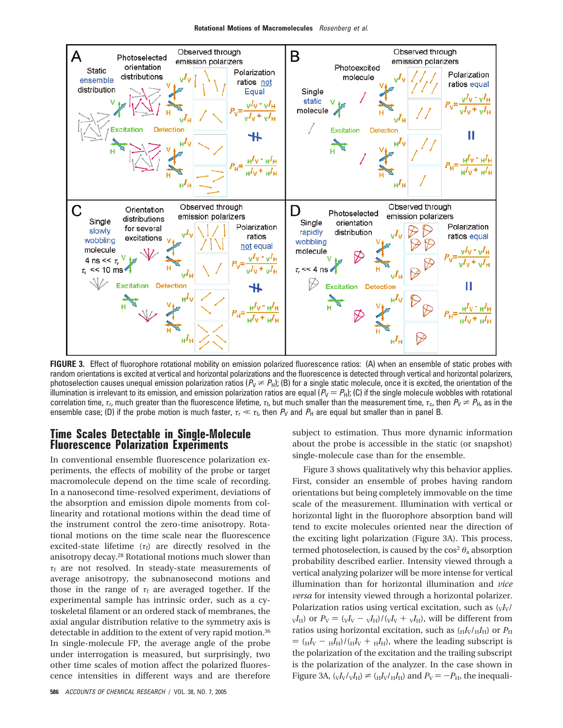FIGURE 3. Effect of fluorophore rotational mobility on emission polarized fluorescence ratios: (A) when an ensemble of static probes with random orientations is excited at vertical and horizontal polarizations and the fluorescence is detected through vertical and horizontal polarizers, photoselection causes unequal emission polarization ratios ($P_V \neq P_H$); (B) for a single static molecule, once it is excited, the orientation of the illumination is irrelevant to its emission, and emission polarization ratios are equal ($P_V = P_H$); (C) if the single molecule wobbles with rotational correlation time, $\tau_r$, much greater than the fluorescence lifetime, $\tau_f$, but much smaller than the measurement time, $\tau_c$, then $P_V \neq P_H$, as in the ensemble case; (D) if the probe motion is much faster, $\tau_r \ll \tau_f$, then $P_V$ and $P_H$ are equal but smaller than in panel B.

## Time Scales Detectable in Single-Molecule Fluorescence Polarization Experiments

In conventional ensemble fluorescence polarization experiments, the effects of mobility of the probe or target macromolecule depend on the time scale of recording. In a nanosecond time-resolved experiment, deviations of the absorption and emission dipole moments from collinearity and rotational motions within the dead time of the instrument control the zero-time anisotropy. Rotational motions on the time scale near the fluorescence excited-state lifetime ($\tau_f$) are directly resolved in the anisotropy decay.[28] Rotational motions much slower than $\tau_f$ are not resolved. In steady-state measurements of average anisotropy, the subnanosecond motions and those in the range of $\tau_f$ are averaged together. If the experimental sample has intrinsic order, such as a cytoskeletal filament or an ordered stack of membranes, the axial angular distribution relative to the symmetry axis is detectable in addition to the extent of very rapid motion.[36] In single-molecule FP, the average angle of the probe under interrogation is measured, but surprisingly, two other time scales of motion affect the polarized fluorescence intensities in different ways and are therefore subject to estimation. Thus more dynamic information about the probe is accessible in the static (or snapshot) single-molecule case than for the ensemble.

Figure 3 shows qualitatively why this behavior applies. First, consider an ensemble of probes having random orientations but being completely immovable on the time scale of the measurement. Illumination with vertical or horizontal light in the fluorophore absorption band will tend to excite molecules oriented near the direction of the exciting light polarization (Figure 3A). This process, termed photoselection, is caused by the $\cos^2 \theta_a$ absorption probability described earlier. Intensity viewed through a vertical analyzing polarizer will be more intense for vertical illumination than for horizontal illumination and *vice versa* for intensity viewed through a horizontal polarizer. Polarization ratios using vertical excitation, such as $({}_{V}I_{V}/{}_{V}I_{H})$ or $P_V = ({}_{V}I_{V} - {}_{V}I_{H})/({}_{V}I_{V} + {}_{V}I_{H})$, will be different from ratios using horizontal excitation, such as $({}_{H}I_{V}/{}_{H}I_{H})$ or $P_H = ({}_{H}I_{V} - {}_{H}I_{H})/({}_{H}I_{V} + {}_{H}I_{H})$, where the leading subscript is the polarization of the excitation and the trailing subscript is the polarization of the analyzer. In the case shown in Figure 3A, $({}_{V}I_{V}/{}_{V}I_{H}) \neq ({}_{H}I_{V}/{}_{H}I_{H})$ and $P_V = -P_H$, the inequali-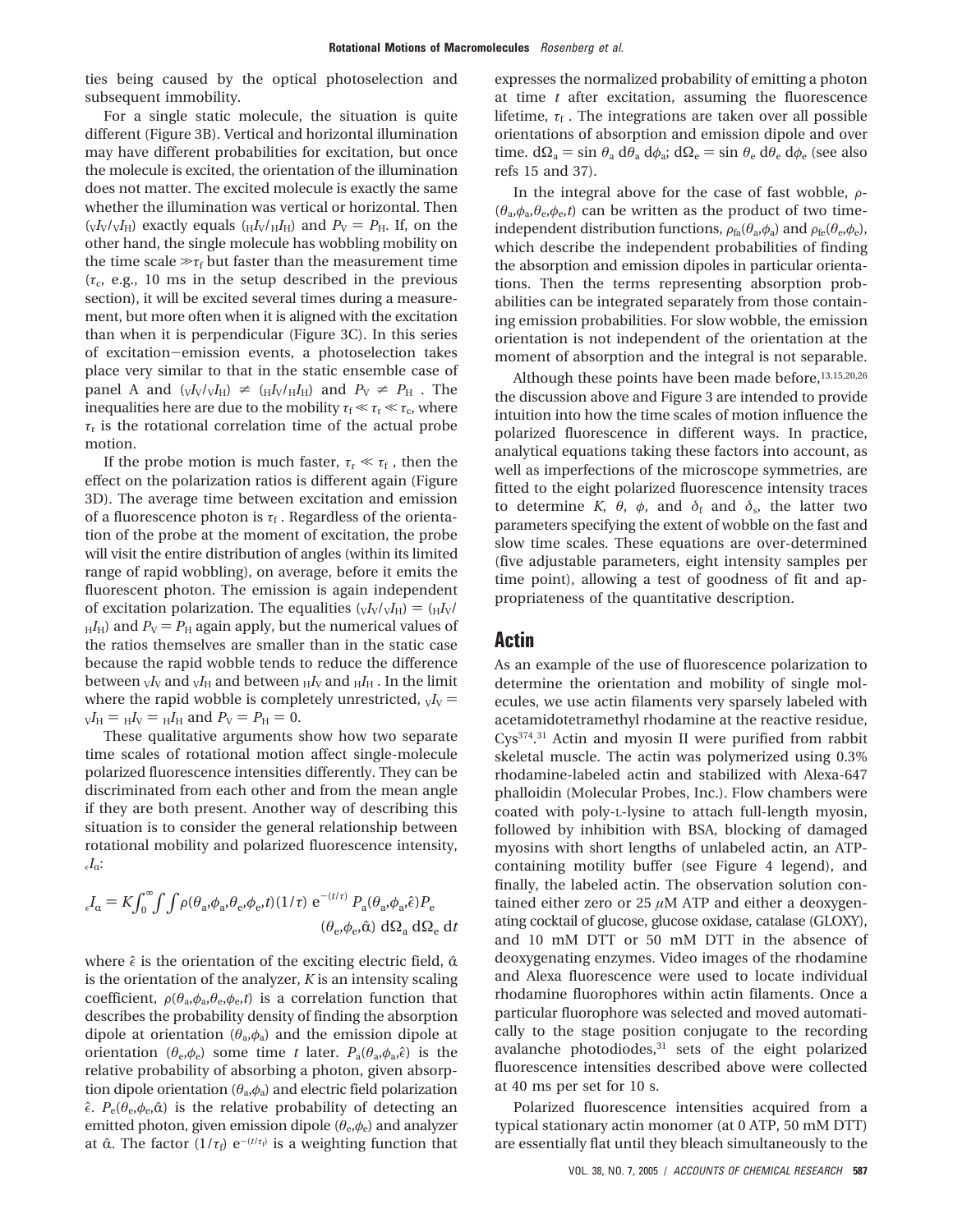ties being caused by the optical photoselection and subsequent immobility.

For a single static molecule, the situation is quite different (Figure 3B). Vertical and horizontal illumination may have different probabilities for excitation, but once the molecule is excited, the orientation of the illumination does not matter. The excited molecule is exactly the same whether the illumination was vertical or horizontal. Then $({}_{V}I_{V}/{}_{V}I_{H})$ exactly equals $({}_{H}I_{V}/{}_{H}I_{H})$ and $P_V = P_H$. If, on the other hand, the single molecule has wobbling mobility on the time scale $\gg \tau_f$ but faster than the measurement time ($\tau_c$, e.g., 10 ms in the setup described in the previous section), it will be excited several times during a measurement, but more often when it is aligned with the excitation than when it is perpendicular (Figure 3C). In this series of excitation–emission events, a photoselection takes place very similar to that in the static ensemble case of panel A and $({}_{V}I_{V}/{}_{V}I_{H}) \neq ({}_{H}I_{V}/{}_{H}I_{H})$ and $P_V \neq P_H$. The inequalities here are due to the mobility $\tau_f \ll \tau_r \ll \tau_c$, where $\tau_r$ is the rotational correlation time of the actual probe motion.

If the probe motion is much faster, $\tau_r \ll \tau_f$, then the effect on the polarization ratios is different again (Figure 3D). The average time between excitation and emission of a fluorescence photon is $\tau_f$. Regardless of the orientation of the probe at the moment of excitation, the probe will visit the entire distribution of angles (within its limited range of rapid wobbling), on average, before it emits the fluorescent photon. The emission is again independent of excitation polarization. The equalities $({}_{V}I_{V}/{}_{V}I_{H}) = ({}_{H}I_{V}/{}_{H}I_{H})$ and $P_V = P_H$ again apply, but the numerical values of the ratios themselves are smaller than in the static case because the rapid wobble tends to reduce the difference between ${}_{V}I_{V}$ and ${}_{V}I_{H}$ and between ${}_{H}I_{V}$ and ${}_{H}I_{H}$. In the limit where the rapid wobble is completely unrestricted, ${}_{V}I_{V} = {}_{V}I_{H} = {}_{H}I_{V} = {}_{H}I_{H}$ and $P_V = P_H = 0$.

These qualitative arguments show how two separate time scales of rotational motion affect single-molecule polarized fluorescence intensities differently. They can be discriminated from each other and from the mean angle if they are both present. Another way of describing this situation is to consider the general relationship between rotational mobility and polarized fluorescence intensity, ${}_{\epsilon}I_{\alpha}$:

$$
{}_{\epsilon}I_{\alpha} = K\int_0^{\infty}\int\int \rho(\theta_a,\phi_a,\theta_e,\phi_e,t)(1/\tau)\,e^{-(t/\tau)}\,P_a(\theta_a,\phi_a,\hat{\epsilon})P_e(\theta_e,\phi_e,\hat{\alpha})\,d\Omega_a\,d\Omega_e\,dt
$$

where $\hat{\epsilon}$ is the orientation of the exciting electric field, $\hat{\alpha}$ is the orientation of the analyzer, $K$ is an intensity scaling coefficient, $\rho(\theta_a,\phi_a,\theta_e,\phi_e,t)$ is a correlation function that describes the probability density of finding the absorption dipole at orientation $(\theta_a,\phi_a)$ and the emission dipole at orientation $(\theta_e,\phi_e)$ some time $t$ later. $P_a(\theta_a,\phi_a,\hat{\epsilon})$ is the relative probability of absorbing a photon, given absorption dipole orientation $(\theta_a,\phi_a)$ and electric field polarization $\hat{\epsilon}$. $P_e(\theta_e,\phi_e,\hat{\alpha})$ is the relative probability of detecting an emitted photon, given emission dipole $(\theta_e,\phi_e)$ and analyzer at $\hat{\alpha}$. The factor $(1/\tau_f)\,e^{-(t/\tau_f)}$ is a weighting function that expresses the normalized probability of emitting a photon at time $t$ after excitation, assuming the fluorescence lifetime, $\tau_f$. The integrations are taken over all possible orientations of absorption and emission dipole and over time. $d\Omega_a = \sin\theta_a\,d\theta_a\,d\phi_a$; $d\Omega_e = \sin\theta_e\,d\theta_e\,d\phi_e$ (see also refs 15 and 37).

In the integral above for the case of fast wobble, $\rho(\theta_a,\phi_a,\theta_e,\phi_e,t)$ can be written as the product of two time-independent distribution functions, $\rho_{fa}(\theta_a,\phi_a)$ and $\rho_{fe}(\theta_e,\phi_e)$, which describe the independent probabilities of finding the absorption and emission dipoles in particular orientations. Then the terms representing absorption probabilities can be integrated separately from those containing emission probabilities. For slow wobble, the emission orientation is not independent of the orientation at the moment of absorption and the integral is not separable.

Although these points have been made before,[13,15,20,26] the discussion above and Figure 3 are intended to provide intuition into how the time scales of motion influence the polarized fluorescence in different ways. In practice, analytical equations taking these factors into account, as well as imperfections of the microscope symmetries, are fitted to the eight polarized fluorescence intensity traces to determine $K$, $\theta$, $\phi$, and $\delta_f$ and $\delta_s$, the latter two parameters specifying the extent of wobble on the fast and slow time scales. These equations are over-determined (five adjustable parameters, eight intensity samples per time point), allowing a test of goodness of fit and appropriateness of the quantitative description.

## Actin

As an example of the use of fluorescence polarization to determine the orientation and mobility of single molecules, we use actin filaments very sparsely labeled with acetamidotetramethyl rhodamine at the reactive residue, Cys[374].[31] Actin and myosin II were purified from rabbit skeletal muscle. The actin was polymerized using 0.3% rhodamine-labeled actin and stabilized with Alexa-647 phalloidin (Molecular Probes, Inc.). Flow chambers were coated with poly-L-lysine to attach full-length myosin, followed by inhibition with BSA, blocking of damaged myosins with short lengths of unlabeled actin, an ATP-containing motility buffer (see Figure 4 legend), and finally, the labeled actin. The observation solution contained either zero or 25 $\mu$M ATP and either a deoxygenating cocktail of glucose, glucose oxidase, catalase (GLOXY), and 10 mM DTT or 50 mM DTT in the absence of deoxygenating enzymes. Video images of the rhodamine and Alexa fluorescence were used to locate individual rhodamine fluorophores within actin filaments. Once a particular fluorophore was selected and moved automatically to the stage position conjugate to the recording avalanche photodiodes,[31] sets of the eight polarized fluorescence intensities described above were collected at 40 ms per set for 10 s.

Polarized fluorescence intensities acquired from a typical stationary actin monomer (at 0 ATP, 50 mM DTT) are essentially flat until they bleach simultaneously to the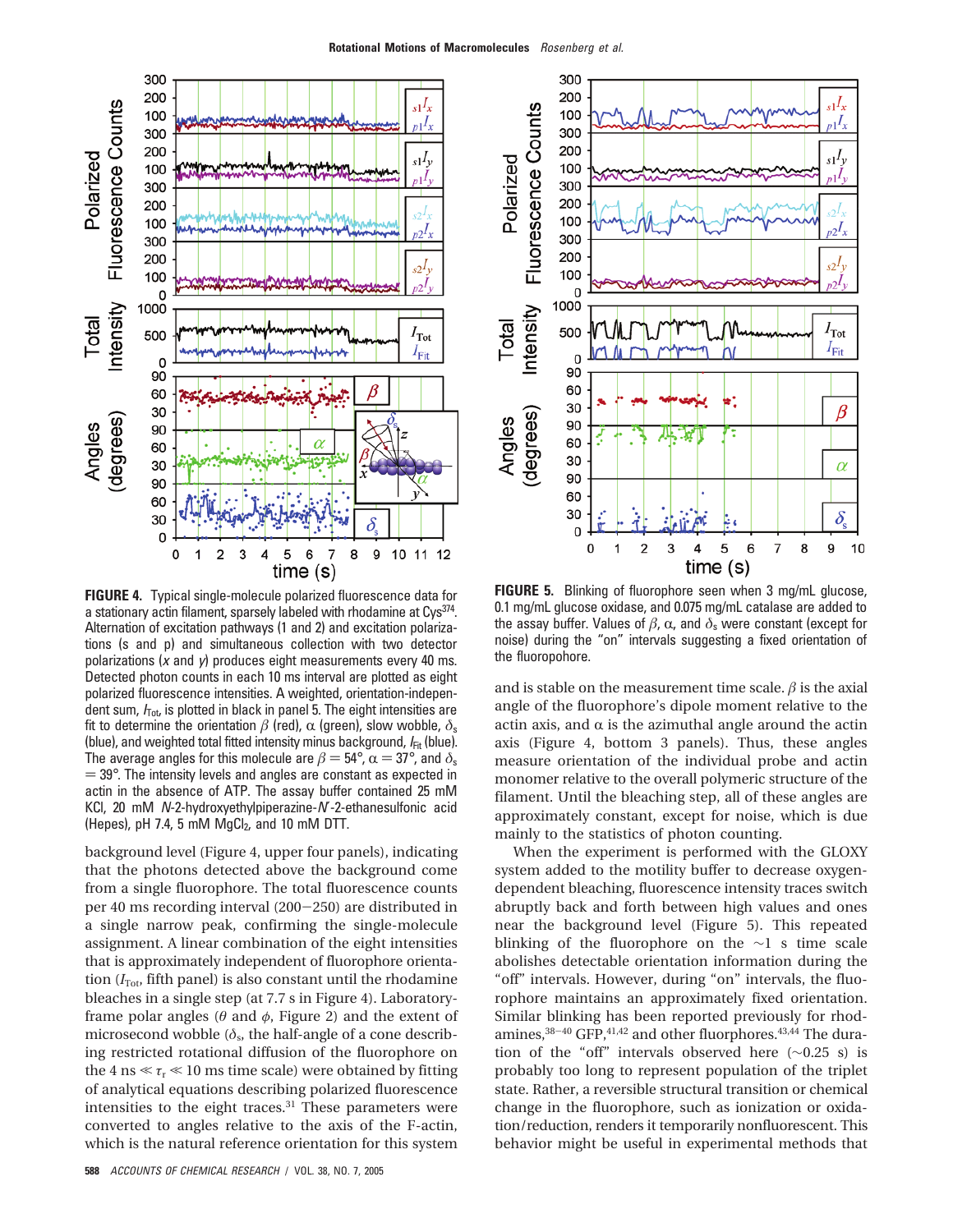**FIGURE 4.** Typical single-molecule polarized fluorescence data for a stationary actin filament, sparsely labeled with rhodamine at Cys[374]. Alternation of excitation pathways (1 and 2) and excitation polarizations (s and p) and simultaneous collection with two detector polarizations (*x* and *y*) produces eight measurements every 40 ms. Detected photon counts in each 10 ms interval are plotted as eight polarized fluorescence intensities. A weighted, orientation-independent sum, $I_{Tot}$, is plotted in black in panel 5. The eight intensities are fit to determine the orientation $\beta$ (red), $\alpha$ (green), slow wobble, $\delta_s$ (blue), and weighted total fitted intensity minus background, $I_{Fit}$ (blue). The average angles for this molecule are $\beta = 54°$, $\alpha = 37°$, and $\delta_s = 39°$. The intensity levels and angles are constant as expected in actin in the absence of ATP. The assay buffer contained 25 mM KCl, 20 mM *N*-2-hydroxyethylpiperazine-*N*′-2-ethanesulfonic acid (Hepes), pH 7.4, 5 mM $MgCl_2$, and 10 mM DTT.

**FIGURE 5.** Blinking of fluorophore seen when 3 mg/mL glucose, 0.1 mg/mL glucose oxidase, and 0.075 mg/mL catalase are added to the assay buffer. Values of $\beta$, $\alpha$, and $\delta_s$ were constant (except for noise) during the "on" intervals suggesting a fixed orientation of the fluoropohore.

background level (Figure 4, upper four panels), indicating that the photons detected above the background come from a single fluorophore. The total fluorescence counts per 40 ms recording interval (200−250) are distributed in a single narrow peak, confirming the single-molecule assignment. A linear combination of the eight intensities that is approximately independent of fluorophore orientation ($I_{Tot}$, fifth panel) is also constant until the rhodamine bleaches in a single step (at 7.7 s in Figure 4). Laboratory-frame polar angles ($\theta$ and $\phi$, Figure 2) and the extent of microsecond wobble ($\delta_s$, the half-angle of a cone describing restricted rotational diffusion of the fluorophore on the 4 ns $\ll \tau_r \ll$ 10 ms time scale) were obtained by fitting of analytical equations describing polarized fluorescence intensities to the eight traces.[31] These parameters were converted to angles relative to the axis of the F-actin, which is the natural reference orientation for this system and is stable on the measurement time scale. $\beta$ is the axial angle of the fluorophore's dipole moment relative to the actin axis, and $\alpha$ is the azimuthal angle around the actin axis (Figure 4, bottom 3 panels). Thus, these angles measure orientation of the individual probe and actin monomer relative to the overall polymeric structure of the filament. Until the bleaching step, all of these angles are approximately constant, except for noise, which is due mainly to the statistics of photon counting.

When the experiment is performed with the GLOXY system added to the motility buffer to decrease oxygen-dependent bleaching, fluorescence intensity traces switch abruptly back and forth between high values and ones near the background level (Figure 5). This repeated blinking of the fluorophore on the ~1 s time scale abolishes detectable orientation information during the "off" intervals. However, during "on" intervals, the fluorophore maintains an approximately fixed orientation. Similar blinking has been reported previously for rhodamines,[38−40] GFP,[41,42] and other fluorphores.[43,44] The duration of the "off" intervals observed here (~0.25 s) is probably too long to represent population of the triplet state. Rather, a reversible structural transition or chemical change in the fluorophore, such as ionization or oxidation/reduction, renders it temporarily nonfluorescent. This behavior might be useful in experimental methods that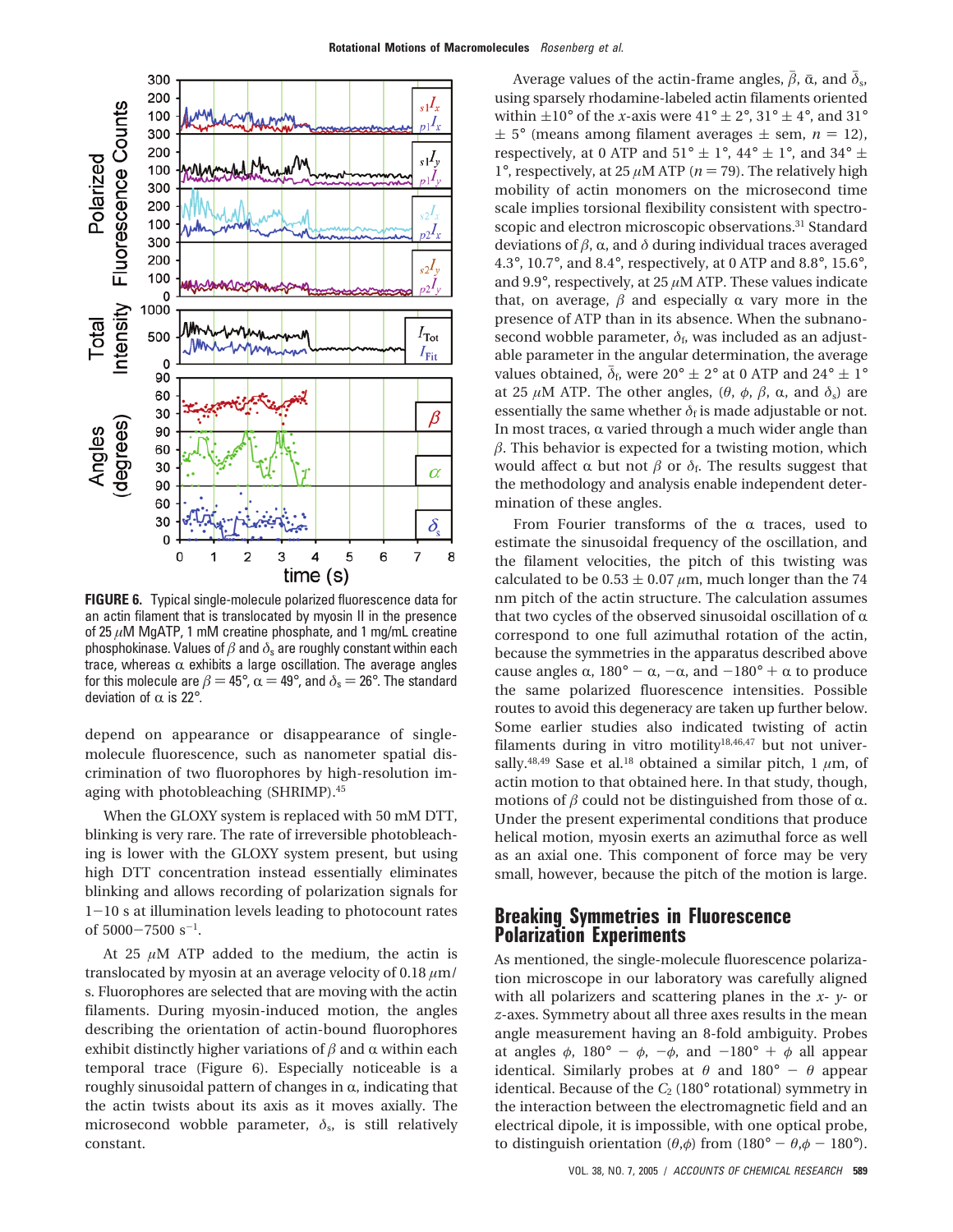**FIGURE 6.** Typical single-molecule polarized fluorescence data for an actin filament that is translocated by myosin II in the presence of 25 $\mu$M MgATP, 1 mM creatine phosphate, and 1 mg/mL creatine phosphokinase. Values of $\beta$ and $\delta_s$ are roughly constant within each trace, whereas $\alpha$ exhibits a large oscillation. The average angles for this molecule are $\beta = 45°$, $\alpha = 49°$, and $\delta_s = 26°$. The standard deviation of $\alpha$ is 22°.

depend on appearance or disappearance of single-molecule fluorescence, such as nanometer spatial discrimination of two fluorophores by high-resolution imaging with photobleaching (SHRIMP).[45]

When the GLOXY system is replaced with 50 mM DTT, blinking is very rare. The rate of irreversible photobleaching is lower with the GLOXY system present, but using high DTT concentration instead essentially eliminates blinking and allows recording of polarization signals for 1−10 s at illumination levels leading to photocount rates of 5000−7500 $s^{-1}$.

At 25 $\mu$M ATP added to the medium, the actin is translocated by myosin at an average velocity of 0.18 $\mu$m/s. Fluorophores are selected that are moving with the actin filaments. During myosin-induced motion, the angles describing the orientation of actin-bound fluorophores exhibit distinctly higher variations of $\beta$ and $\alpha$ within each temporal trace (Figure 6). Especially noticeable is a roughly sinusoidal pattern of changes in $\alpha$, indicating that the actin twists about its axis as it moves axially. The microsecond wobble parameter, $\delta_s$, is still relatively constant.

Average values of the actin-frame angles, $\bar{\beta}$, $\bar{\alpha}$, and $\bar{\delta}_s$, using sparsely rhodamine-labeled actin filaments oriented within ±10° of the $x$-axis were 41° ± 2°, 31° ± 4°, and 31° ± 5° (means among filament averages ± sem, $n$ = 12), respectively, at 0 ATP and 51° ± 1°, 44° ± 1°, and 34° ± 1°, respectively, at 25 $\mu$M ATP ($n$ = 79). The relatively high mobility of actin monomers on the microsecond time scale implies torsional flexibility consistent with spectroscopic and electron microscopic observations.[31] Standard deviations of $\beta$, $\alpha$, and $\delta$ during individual traces averaged 4.3°, 10.7°, and 8.4°, respectively, at 0 ATP and 8.8°, 15.6°, and 9.9°, respectively, at 25 $\mu$M ATP. These values indicate that, on average, $\beta$ and especially $\alpha$ vary more in the presence of ATP than in its absence. When the subnanosecond wobble parameter, $\delta_f$, was included as an adjustable parameter in the angular determination, the average values obtained, $\bar{\delta}_f$, were 20° ± 2° at 0 ATP and 24° ± 1° at 25 $\mu$M ATP. The other angles, ($\theta$, $\phi$, $\beta$, $\alpha$, and $\delta_s$) are essentially the same whether $\delta_f$ is made adjustable or not. In most traces, $\alpha$ varied through a much wider angle than $\beta$. This behavior is expected for a twisting motion, which would affect $\alpha$ but not $\beta$ or $\delta_f$. The results suggest that the methodology and analysis enable independent determination of these angles.

From Fourier transforms of the $\alpha$ traces, used to estimate the sinusoidal frequency of the oscillation, and the filament velocities, the pitch of this twisting was calculated to be 0.53 ± 0.07 $\mu$m, much longer than the 74 nm pitch of the actin structure. The calculation assumes that two cycles of the observed sinusoidal oscillation of $\alpha$ correspond to one full azimuthal rotation of the actin, because the symmetries in the apparatus described above cause angles $\alpha$, 180° − $\alpha$, −$\alpha$, and −180° + $\alpha$ to produce the same polarized fluorescence intensities. Possible routes to avoid this degeneracy are taken up further below. Some earlier studies also indicated twisting of actin filaments during in vitro motility[18,46,47] but not universally.[48,49] Sase et al.[18] obtained a similar pitch, 1 $\mu$m, of actin motion to that obtained here. In that study, though, motions of $\beta$ could not be distinguished from those of $\alpha$. Under the present experimental conditions that produce helical motion, myosin exerts an azimuthal force as well as an axial one. This component of force may be very small, however, because the pitch of the motion is large.

## Breaking Symmetries in Fluorescence Polarization Experiments

As mentioned, the single-molecule fluorescence polarization microscope in our laboratory was carefully aligned with all polarizers and scattering planes in the $x$- $y$- or $z$-axes. Symmetry about all three axes results in the mean angle measurement having an 8-fold ambiguity. Probes at angles $\phi$, 180° − $\phi$, −$\phi$, and −180° + $\phi$ all appear identical. Similarly probes at $\theta$ and 180° − $\theta$ appear identical. Because of the $C_2$ (180° rotational) symmetry in the interaction between the electromagnetic field and an electrical dipole, it is impossible, with one optical probe, to distinguish orientation ($\theta$,$\phi$) from (180° − $\theta$,$\phi$ − 180°).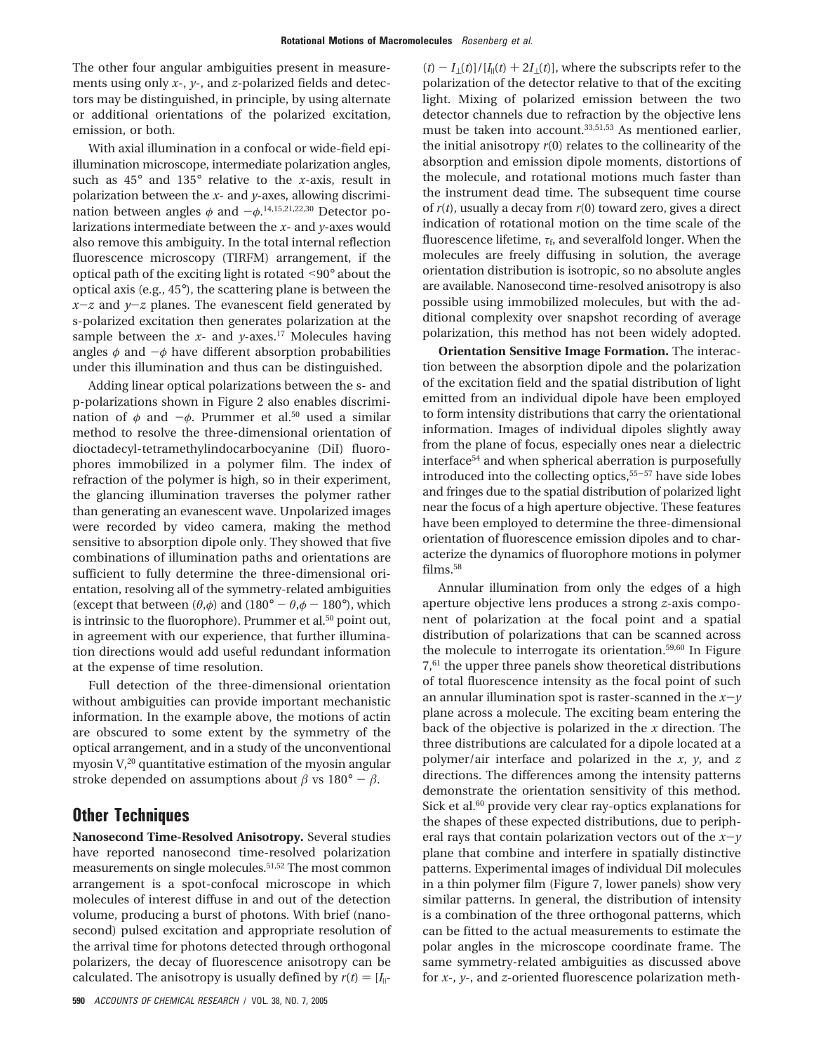The other four angular ambiguities present in measurements using only $x$-, $y$-, and $z$-polarized fields and detectors may be distinguished, in principle, by using alternate or additional orientations of the polarized excitation, emission, or both.

With axial illumination in a confocal or wide-field epi-illumination microscope, intermediate polarization angles, such as 45° and 135° relative to the $x$-axis, result in polarization between the $x$- and $y$-axes, allowing discrimination between angles $\phi$ and $-\phi$.[14,15,21,22,30] Detector polarizations intermediate between the $x$- and $y$-axes would also remove this ambiguity. In the total internal reflection fluorescence microscopy (TIRFM) arrangement, if the optical path of the exciting light is rotated <90° about the optical axis (e.g., 45°), the scattering plane is between the $x$–$z$ and $y$–$z$ planes. The evanescent field generated by s-polarized excitation then generates polarization at the sample between the $x$- and $y$-axes.[17] Molecules having angles $\phi$ and $-\phi$ have different absorption probabilities under this illumination and thus can be distinguished.

Adding linear optical polarizations between the s- and p-polarizations shown in Figure 2 also enables discrimination of $\phi$ and $-\phi$. Prummer et al.[50] used a similar method to resolve the three-dimensional orientation of dioctadecyl-tetramethylindocarbocyanine (DiI) fluorophores immobilized in a polymer film. The index of refraction of the polymer is high, so in their experiment, the glancing illumination traverses the polymer rather than generating an evanescent wave. Unpolarized images were recorded by video camera, making the method sensitive to absorption dipole only. They showed that five combinations of illumination paths and orientations are sufficient to fully determine the three-dimensional orientation, resolving all of the symmetry-related ambiguities (except that between $(\theta,\phi)$ and $(180° - \theta,\phi - 180°)$, which is intrinsic to the fluorophore). Prummer et al.[50] point out, in agreement with our experience, that further illumination directions would add useful redundant information at the expense of time resolution.

Full detection of the three-dimensional orientation without ambiguities can provide important mechanistic information. In the example above, the motions of actin are obscured to some extent by the symmetry of the optical arrangement, and in a study of the unconventional myosin V,[20] quantitative estimation of the myosin angular stroke depended on assumptions about $\beta$ vs $180° - \beta$.

## Other Techniques

**Nanosecond Time-Resolved Anisotropy.** Several studies have reported nanosecond time-resolved polarization measurements on single molecules.[51,52] The most common arrangement is a spot-confocal microscope in which molecules of interest diffuse in and out of the detection volume, producing a burst of photons. With brief (nanosecond) pulsed excitation and appropriate resolution of the arrival time for photons detected through orthogonal polarizers, the decay of fluorescence anisotropy can be calculated. The anisotropy is usually defined by $r(t) = [I_{\|}(t) - I_{\perp}(t)]/[I_{\|}(t) + 2I_{\perp}(t)]$, where the subscripts refer to the polarization of the detector relative to that of the exciting light. Mixing of polarized emission between the two detector channels due to refraction by the objective lens must be taken into account.[33,51,53] As mentioned earlier, the initial anisotropy $r(0)$ relates to the collinearity of the absorption and emission dipole moments, distortions of the molecule, and rotational motions much faster than the instrument dead time. The subsequent time course of $r(t)$, usually a decay from $r(0)$ toward zero, gives a direct indication of rotational motion on the time scale of the fluorescence lifetime, $\tau_f$, and severalfold longer. When the molecules are freely diffusing in solution, the average orientation distribution is isotropic, so no absolute angles are available. Nanosecond time-resolved anisotropy is also possible using immobilized molecules, but with the additional complexity over snapshot recording of average polarization, this method has not been widely adopted.

**Orientation Sensitive Image Formation.** The interaction between the absorption dipole and the polarization of the excitation field and the spatial distribution of light emitted from an individual dipole have been employed to form intensity distributions that carry the orientational information. Images of individual dipoles slightly away from the plane of focus, especially ones near a dielectric interface[54] and when spherical aberration is purposefully introduced into the collecting optics,[55–57] have side lobes and fringes due to the spatial distribution of polarized light near the focus of a high aperture objective. These features have been employed to determine the three-dimensional orientation of fluorescence emission dipoles and to characterize the dynamics of fluorophore motions in polymer films.[58]

Annular illumination from only the edges of a high aperture objective lens produces a strong $z$-axis component of polarization at the focal point and a spatial distribution of polarizations that can be scanned across the molecule to interrogate its orientation.[59,60] In Figure 7,[61] the upper three panels show theoretical distributions of total fluorescence intensity as the focal point of such an annular illumination spot is raster-scanned in the $x$–$y$ plane across a molecule. The exciting beam entering the back of the objective is polarized in the $x$ direction. The three distributions are calculated for a dipole located at a polymer/air interface and polarized in the $x$, $y$, and $z$ directions. The differences among the intensity patterns demonstrate the orientation sensitivity of this method. Sick et al.[60] provide very clear ray-optics explanations for the shapes of these expected distributions, due to peripheral rays that contain polarization vectors out of the $x$–$y$ plane that combine and interfere in spatially distinctive patterns. Experimental images of individual DiI molecules in a thin polymer film (Figure 7, lower panels) show very similar patterns. In general, the distribution of intensity is a combination of the three orthogonal patterns, which can be fitted to the actual measurements to estimate the polar angles in the microscope coordinate frame. The same symmetry-related ambiguities as discussed above for $x$-, $y$-, and $z$-oriented fluorescence polarization meth-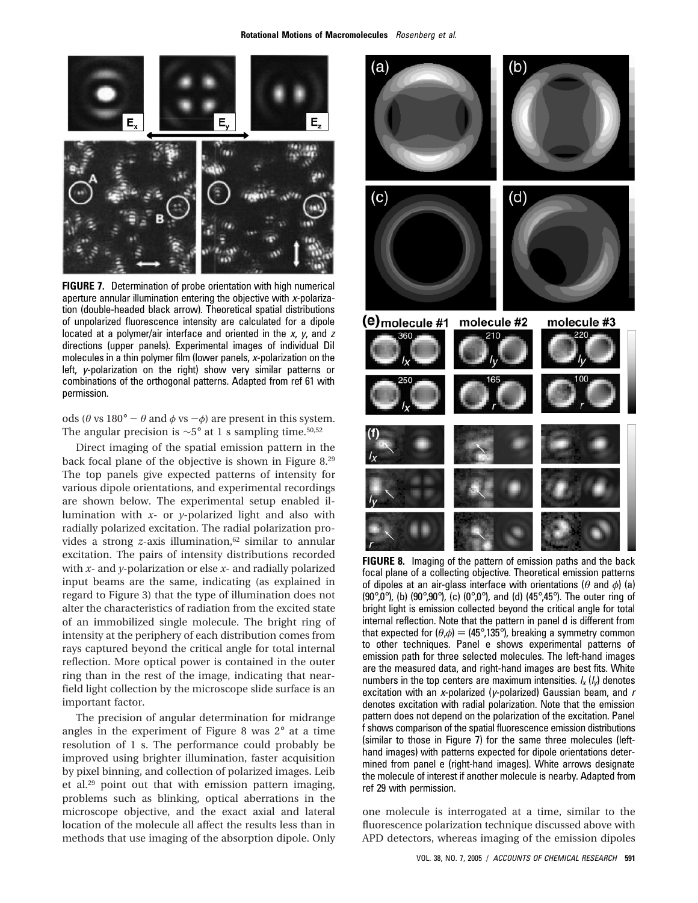**FIGURE 7.** Determination of probe orientation with high numerical aperture annular illumination entering the objective with x-polarization (double-headed black arrow). Theoretical spatial distributions of unpolarized fluorescence intensity are calculated for a dipole located at a polymer/air interface and oriented in the x, y, and z directions (upper panels). Experimental images of individual DiI molecules in a thin polymer film (lower panels, x-polarization on the left, y-polarization on the right) show very similar patterns or combinations of the orthogonal patterns. Adapted from ref 61 with permission.

ods ($\theta$ vs $180° - \theta$ and $\phi$ vs $-\phi$) are present in this system. The angular precision is ~5° at 1 s sampling time.[50,52]

Direct imaging of the spatial emission pattern in the back focal plane of the objective is shown in Figure 8.[29] The top panels give expected patterns of intensity for various dipole orientations, and experimental recordings are shown below. The experimental setup enabled illumination with x- or y-polarized light and also with radially polarized excitation. The radial polarization provides a strong z-axis illumination,[62] similar to annular excitation. The pairs of intensity distributions recorded with x- and y-polarization or else x- and radially polarized input beams are the same, indicating (as explained in regard to Figure 3) that the type of illumination does not alter the characteristics of radiation from the excited state of an immobilized single molecule. The bright ring of intensity at the periphery of each distribution comes from rays captured beyond the critical angle for total internal reflection. More optical power is contained in the outer ring than in the rest of the image, indicating that near-field light collection by the microscope slide surface is an important factor.

The precision of angular determination for midrange angles in the experiment of Figure 8 was 2° at a time resolution of 1 s. The performance could probably be improved using brighter illumination, faster acquisition by pixel binning, and collection of polarized images. Leib et al.[29] point out that with emission pattern imaging, problems such as blinking, optical aberrations in the microscope objective, and the exact axial and lateral location of the molecule all affect the results less than in methods that use imaging of the absorption dipole. Only one molecule is interrogated at a time, similar to the fluorescence polarization technique discussed above with APD detectors, whereas imaging of the emission dipoles

**FIGURE 8.** Imaging of the pattern of emission paths and the back focal plane of a collecting objective. Theoretical emission patterns of dipoles at an air-glass interface with orientations ($\theta$ and $\phi$) (a) (90°,0°), (b) (90°,90°), (c) (0°,0°), and (d) (45°,45°). The outer ring of bright light is emission collected beyond the critical angle for total internal reflection. Note that the pattern in panel d is different from that expected for $(\theta,\phi) = (45°,135°)$, breaking a symmetry common to other techniques. Panel e shows experimental patterns of emission path for three selected molecules. The left-hand images are the measured data, and right-hand images are best fits. White numbers in the top centers are maximum intensities. $I_x$ ($I_y$) denotes excitation with an x-polarized (y-polarized) Gaussian beam, and r denotes excitation with radial polarization. Note that the emission pattern does not depend on the polarization of the excitation. Panel f shows comparison of the spatial fluorescence emission distributions (similar to those in Figure 7) for the same three molecules (left-hand images) with patterns expected for dipole orientations determined from panel e (right-hand images). White arrows designate the molecule of interest if another molecule is nearby. Adapted from ref 29 with permission.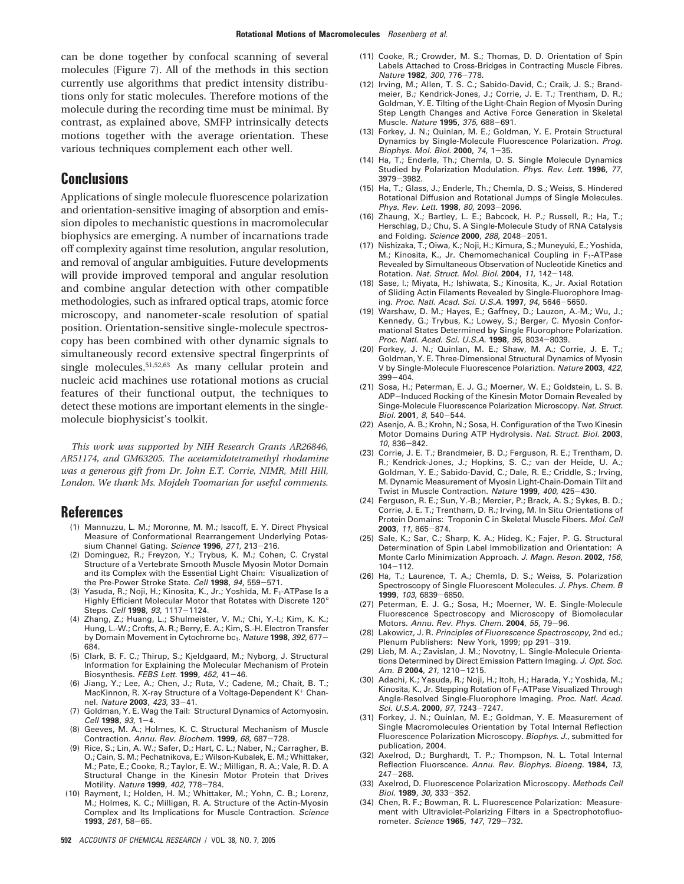can be done together by confocal scanning of several molecules (Figure 7). All of the methods in this section currently use algorithms that predict intensity distributions only for static molecules. Therefore motions of the molecule during the recording time must be minimal. By contrast, as explained above, SMFP intrinsically detects motions together with the average orientation. These various techniques complement each other well.

## Conclusions

Applications of single molecule fluorescence polarization and orientation-sensitive imaging of absorption and emission dipoles to mechanistic questions in macromolecular biophysics are emerging. A number of incarnations trade off complexity against time resolution, angular resolution, and removal of angular ambiguities. Future developments will provide improved temporal and angular resolution and combine angular detection with other compatible methodologies, such as infrared optical traps, atomic force microscopy, and nanometer-scale resolution of spatial position. Orientation-sensitive single-molecule spectroscopy has been combined with other dynamic signals to simultaneously record extensive spectral fingerprints of single molecules.[51,52,63] As many cellular protein and nucleic acid machines use rotational motions as crucial features of their functional output, the techniques to detect these motions are important elements in the single-molecule biophysicist's toolkit.

*This work was supported by NIH Research Grants AR26846, AR51174, and GM63205. The acetamidotetramethyl rhodamine was a generous gift from Dr. John E.T. Corrie, NIMR, Mill Hill, London. We thank Ms. Mojdeh Toomarian for useful comments.*

## References

(1) Mannuzzu, L. M.; Moronne, M. M.; Isacoff, E. Y. Direct Physical Measure of Conformational Rearrangement Underlying Potassium Channel Gating. *Science* **1996**, *271*, 213–216.

(2) Dominguez, R.; Freyzon, Y.; Trybus, K. M.; Cohen, C. Crystal Structure of a Vertebrate Smooth Muscle Myosin Motor Domain and its Complex with the Essential Light Chain: Visualization of the Pre-Power Stroke State. *Cell* **1998**, *94*, 559–571.

(3) Yasuda, R.; Noji, H.; Kinosita, K., Jr.; Yoshida, M. $F_1$-ATPase Is a Highly Efficient Molecular Motor that Rotates with Discrete 120° Steps. *Cell* **1998**, *93*, 1117–1124.

(4) Zhang, Z.; Huang, L.; Shulmeister, V. M.; Chi, Y.-I.; Kim, K. K.; Hung, L.-W.; Crofts, A. R.; Berry, E. A.; Kim, S.-H. Electron Transfer by Domain Movement in Cytochrome $bc_1$. *Nature* **1998**, *392*, 677–684.

(5) Clark, B. F. C.; Thirup, S.; Kjeldgaard, M.; Nyborg, J. Structural Information for Explaining the Molecular Mechanism of Protein Biosynthesis. *FEBS Lett.* **1999**, *452*, 41–46.

(6) Jiang, Y.; Lee, A.; Chen, J.; Ruta, V.; Cadene, M.; Chait, B. T.; MacKinnon, R. X-ray Structure of a Voltage-Dependent $K^+$ Channel. *Nature* **2003**, *423*, 33–41.

(7) Goldman, Y. E. Wag the Tail: Structural Dynamics of Actomyosin. *Cell* **1998**, *93*, 1–4.

(8) Geeves, M. A.; Holmes, K. C. Structural Mechanism of Muscle Contraction. *Annu. Rev. Biochem.* **1999**, *68*, 687–728.

(9) Rice, S.; Lin, A. W.; Safer, D.; Hart, C. L.; Naber, N.; Carragher, B. O.; Cain, S. M.; Pechatnikova, E.; Wilson-Kubalek, E. M.; Whittaker, M.; Pate, E.; Cooke, R.; Taylor, E. W.; Milligan, R. A.; Vale, R. D. A Structural Change in the Kinesin Motor Protein that Drives Motility. *Nature* **1999**, *402*, 778–784.

(10) Rayment, I.; Holden, H. M.; Whittaker, M.; Yohn, C. B.; Lorenz, M.; Holmes, K. C.; Milligan, R. A. Structure of the Actin-Myosin Complex and Its Implications for Muscle Contraction. *Science* **1993**, *261*, 58–65.

(11) Cooke, R.; Crowder, M. S.; Thomas, D. D. Orientation of Spin Labels Attached to Cross-Bridges in Contracting Muscle Fibres. *Nature* **1982**, *300*, 776–778.

(12) Irving, M.; Allen, T. S. C.; Sabido-David, C.; Craik, J. S.; Brandmeier, B.; Kendrick-Jones, J.; Corrie, J. E. T.; Trentham, D. R.; Goldman, Y. E. Tilting of the Light-Chain Region of Myosin During Step Length Changes and Active Force Generation in Skeletal Muscle. *Nature* **1995**, *375*, 688–691.

(13) Forkey, J. N.; Quinlan, M. E.; Goldman, Y. E. Protein Structural Dynamics by Single-Molecule Fluorescence Polarization. *Prog. Biophys. Mol. Biol.* **2000**, *74*, 1–35.

(14) Ha, T.; Enderle, Th.; Chemla, D. S. Single Molecule Dynamics Studied by Polarization Modulation. *Phys. Rev. Lett.* **1996**, *77*, 3979–3982.

(15) Ha, T.; Glass, J.; Enderle, Th.; Chemla, D. S.; Weiss, S. Hindered Rotational Diffusion and Rotational Jumps of Single Molecules. *Phys. Rev. Lett.* **1998**, *80*, 2093–2096.

(16) Zhuang, X.; Bartley, L. E.; Babcock, H. P.; Russell, R.; Ha, T.; Herschlag, D.; Chu, S. A Single-Molecule Study of RNA Catalysis and Folding. *Science* **2000**, *288*, 2048–2051.

(17) Nishizaka, T.; Oiwa, K.; Noji, H.; Kimura, S.; Muneyuki, E.; Yoshida, M.; Kinosita, K., Jr. Chemomechanical Coupling in $F_1$-ATPase Revealed by Simultaneous Observation of Nucleotide Kinetics and Rotation. *Nat. Struct. Mol. Biol.* **2004**, *11*, 142–148.

(18) Sase, I.; Miyata, H.; Ishiwata, S.; Kinosita, K., Jr. Axial Rotation of Sliding Actin Filaments Revealed by Single-Fluorophore Imaging. *Proc. Natl. Acad. Sci. U.S.A.* **1997**, *94*, 5646–5650.

(19) Warshaw, D. M.; Hayes, E.; Gaffney, D.; Lauzon, A.-M.; Wu, J.; Kennedy, G.; Trybus, K.; Lowey, S.; Berger, C. Myosin Conformational States Determined by Single Fluorophore Polarization. *Proc. Natl. Acad. Sci. U.S.A.* **1998**, *95*, 8034–8039.

(20) Forkey, J. N.; Quinlan, M. E.; Shaw, M. A.; Corrie, J. E. T.; Goldman, Y. E. Three-Dimensional Structural Dynamics of Myosin V by Single-Molecule Fluorescence Polariztion. *Nature* **2003**, *422*, 399–404.

(21) Sosa, H.; Peterman, E. J. G.; Moerner, W. E.; Goldstein, L. S. B. ADP–Induced Rocking of the Kinesin Motor Domain Revealed by Singe-Molecule Fluorescence Polarization Microscopy. *Nat. Struct. Biol.* **2001**, *8*, 540–544.

(22) Asenjo, A. B.; Krohn, N.; Sosa, H. Configuration of the Two Kinesin Motor Domains During ATP Hydrolysis. *Nat. Struct. Biol.* **2003**, *10*, 836–842.

(23) Corrie, J. E. T.; Brandmeier, B. D.; Ferguson, R. E.; Trentham, D. R.; Kendrick-Jones, J.; Hopkins, S. C.; van der Heide, U. A.; Goldman, Y. E.; Sabido-David, C.; Dale, R. E.; Criddle, S.; Irving, M. Dynamic Measurement of Myosin Light-Chain-Domain Tilt and Twist in Muscle Contraction. *Nature* **1999**, *400*, 425–430.

(24) Ferguson, R. E.; Sun, Y.-B.; Mercier, P.; Brack, A. S.; Sykes, B. D.; Corrie, J. E. T.; Trentham, D. R.; Irving, M. In Situ Orientations of Protein Domains: Troponin C in Skeletal Muscle Fibers. *Mol. Cell* **2003**, *11*, 865–874.

(25) Sale, K.; Sar, C.; Sharp, K. A.; Hideg, K.; Fajer, P. G. Structural Determination of Spin Label Immobilization and Orientation: A Monte Carlo Minimization Approach. *J. Magn. Reson.* **2002**, *156*, 104–112.

(26) Ha, T.; Laurence, T. A.; Chemla, D. S.; Weiss, S. Polarization Spectroscopy of Single Fluorescent Molecules. *J. Phys. Chem. B* **1999**, *103*, 6839–6850.

(27) Peterman, E. J. G.; Sosa, H.; Moerner, W. E. Single-Molecule Fluorescence Spectroscopy and Microscopy of Biomolecular Motors. *Annu. Rev. Phys. Chem.* **2004**, *55*, 79–96.

(28) Lakowicz, J. R. *Principles of Fluorescence Spectroscopy*, 2nd ed.; Plenum Publishers: New York, 1999; pp 291–319.

(29) Lieb, M. A.; Zavislan, J. M.; Novotny, L. Single-Molecule Orientations Determined by Direct Emission Pattern Imaging. *J. Opt. Soc. Am. B* **2004**, *21*, 1210–1215.

(30) Adachi, K.; Yasuda, R.; Noji, H.; Itoh, H.; Harada, Y.; Yoshida, M.; Kinosita, K., Jr. Stepping Rotation of $F_1$-ATPase Visualized Through Angle-Resolved Single-Fluorophore Imaging. *Proc. Natl. Acad. Sci. U.S.A.* **2000**, *97*, 7243–7247.

(31) Forkey, J. N.; Quinlan, M. E.; Goldman, Y. E. Measurement of Single Macromolecules Orientation by Total Internal Reflection Fluorescence Polarization Microscopy. *Biophys. J.*, submitted for publication, 2004.

(32) Axelrod, D.; Burghardt, T. P.; Thompson, N. L. Total Internal Reflection Fluorscence. *Annu. Rev. Biophys. Bioeng.* **1984**, *13*, 247–268.

(33) Axelrod, D. Fluorescence Polarization Microscopy. *Methods Cell Biol.* **1989**, *30*, 333–352.

(34) Chen, R. F.; Bowman, R. L. Fluorescence Polarization: Measurement with Ultraviolet-Polarizing Filters in a Spectrophotofluorometer. *Science* **1965**, *147*, 729–732.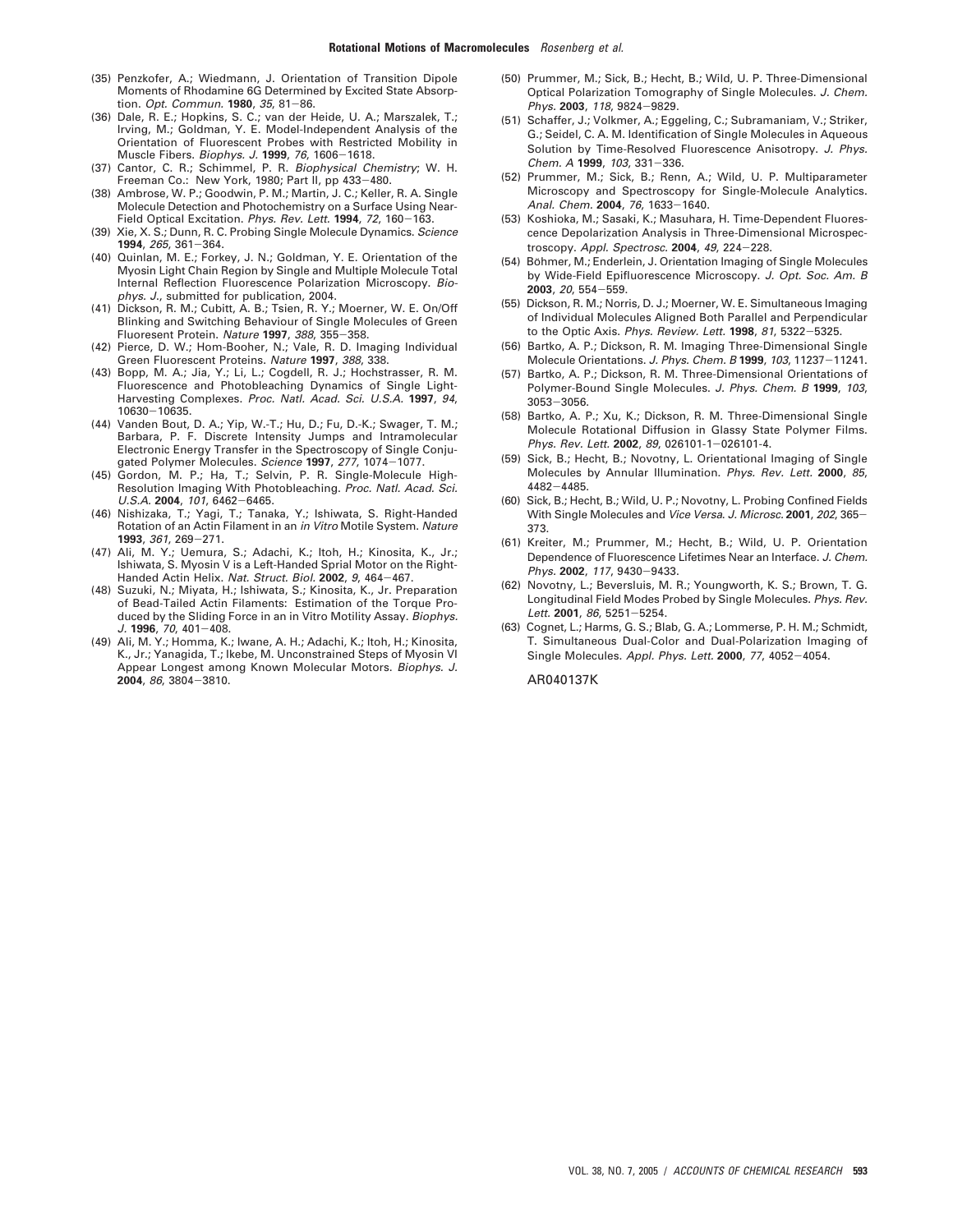(35) Penzkofer, A.; Wiedmann, J. Orientation of Transition Dipole Moments of Rhodamine 6G Determined by Excited State Absorption. *Opt. Commun.* **1980**, *35*, 81–86.

(36) Dale, R. E.; Hopkins, S. C.; van der Heide, U. A.; Marszalek, T.; Irving, M.; Goldman, Y. E. Model-Independent Analysis of the Orientation of Fluorescent Probes with Restricted Mobility in Muscle Fibers. *Biophys. J.* **1999**, *76*, 1606–1618.

(37) Cantor, C. R.; Schimmel, P. R. *Biophysical Chemistry*; W. H. Freeman Co.: New York, 1980; Part II, pp 433–480.

(38) Ambrose, W. P.; Goodwin, P. M.; Martin, J. C.; Keller, R. A. Single Molecule Detection and Photochemistry on a Surface Using Near-Field Optical Excitation. *Phys. Rev. Lett.* **1994**, *72*, 160–163.

(39) Xie, X. S.; Dunn, R. C. Probing Single Molecule Dynamics. *Science* **1994**, *265*, 361–364.

(40) Quinlan, M. E.; Forkey, J. N.; Goldman, Y. E. Orientation of the Myosin Light Chain Region by Single and Multiple Molecule Total Internal Reflection Fluorescence Polarization Microscopy. *Biophys. J.*, submitted for publication, 2004.

(41) Dickson, R. M.; Cubitt, A. B.; Tsien, R. Y.; Moerner, W. E. On/Off Blinking and Switching Behaviour of Single Molecules of Green Fluoresent Protein. *Nature* **1997**, *388*, 355–358.

(42) Pierce, D. W.; Hom-Booher, N.; Vale, R. D. Imaging Individual Green Fluorescent Proteins. *Nature* **1997**, *388*, 338.

(43) Bopp, M. A.; Jia, Y.; Li, L.; Cogdell, R. J.; Hochstrasser, R. M. Fluorescence and Photobleaching Dynamics of Single Light-Harvesting Complexes. *Proc. Natl. Acad. Sci. U.S.A.* **1997**, *94*, 10630–10635.

(44) Vanden Bout, D. A.; Yip, W.-T.; Hu, D.; Fu, D.-K.; Swager, T. M.; Barbara, P. F. Discrete Intensity Jumps and Intramolecular Electronic Energy Transfer in the Spectroscopy of Single Conjugated Polymer Molecules. *Science* **1997**, *277*, 1074–1077.

(45) Gordon, M. P.; Ha, T.; Selvin, P. R. Single-Molecule High-Resolution Imaging With Photobleaching. *Proc. Natl. Acad. Sci. U.S.A.* **2004**, *101*, 6462–6465.

(46) Nishizaka, T.; Yagi, T.; Tanaka, Y.; Ishiwata, S. Right-Handed Rotation of an Actin Filament in an *in Vitro* Motile System. *Nature* **1993**, *361*, 269–271.

(47) Ali, M. Y.; Uemura, S.; Adachi, K.; Itoh, H.; Kinosita, K., Jr.; Ishiwata, S. Myosin V is a Left-Handed Sprial Motor on the Right-Handed Actin Helix. *Nat. Struct. Biol.* **2002**, *9*, 464–467.

(48) Suzuki, N.; Miyata, H.; Ishiwata, S.; Kinosita, K., Jr. Preparation of Bead-Tailed Actin Filaments: Estimation of the Torque Produced by the Sliding Force in an in Vitro Motility Assay. *Biophys. J.* **1996**, *70*, 401–408.

(49) Ali, M. Y.; Homma, K.; Iwane, A. H.; Adachi, K.; Itoh, H.; Kinosita, K., Jr.; Yanagida, T.; Ikebe, M. Unconstrained Steps of Myosin VI Appear Longest among Known Molecular Motors. *Biophys. J.* **2004**, *86*, 3804–3810.

(50) Prummer, M.; Sick, B.; Hecht, B.; Wild, U. P. Three-Dimensional Optical Polarization Tomography of Single Molecules. *J. Chem. Phys.* **2003**, *118*, 9824–9829.

(51) Schaffer, J.; Volkmer, A.; Eggeling, C.; Subramaniam, V.; Striker, G.; Seidel, C. A. M. Identification of Single Molecules in Aqueous Solution by Time-Resolved Fluorescence Anisotropy. *J. Phys. Chem. A* **1999**, *103*, 331–336.

(52) Prummer, M.; Sick, B.; Renn, A.; Wild, U. P. Multiparameter Microscopy and Spectroscopy for Single-Molecule Analytics. *Anal. Chem.* **2004**, *76*, 1633–1640.

(53) Koshioka, M.; Sasaki, K.; Masuhara, H. Time-Dependent Fluorescence Depolarization Analysis in Three-Dimensional Microspectroscopy. *Appl. Spectrosc.* **2004**, *49*, 224–228.

(54) Böhmer, M.; Enderlein, J. Orientation Imaging of Single Molecules by Wide-Field Epifluorescence Microscopy. *J. Opt. Soc. Am. B* **2003**, *20*, 554–559.

(55) Dickson, R. M.; Norris, D. J.; Moerner, W. E. Simultaneous Imaging of Individual Molecules Aligned Both Parallel and Perpendicular to the Optic Axis. *Phys. Review. Lett.* **1998**, *81*, 5322–5325.

(56) Bartko, A. P.; Dickson, R. M. Imaging Three-Dimensional Single Molecule Orientations. *J. Phys. Chem. B* **1999**, *103*, 11237–11241.

(57) Bartko, A. P.; Dickson, R. M. Three-Dimensional Orientations of Polymer-Bound Single Molecules. *J. Phys. Chem. B* **1999**, *103*, 3053–3056.

(58) Bartko, A. P.; Xu, K.; Dickson, R. M. Three-Dimensional Single Molecule Rotational Diffusion in Glassy State Polymer Films. *Phys. Rev. Lett.* **2002**, *89*, 026101-1–026101-4.

(59) Sick, B.; Hecht, B.; Novotny, L. Orientational Imaging of Single Molecules by Annular Illumination. *Phys. Rev. Lett.* **2000**, *85*, 4482–4485.

(60) Sick, B.; Hecht, B.; Wild, U. P.; Novotny, L. Probing Confined Fields With Single Molecules and *Vice Versa*. *J. Microsc.* **2001**, *202*, 365–373.

(61) Kreiter, M.; Prummer, M.; Hecht, B.; Wild, U. P. Orientation Dependence of Fluorescence Lifetimes Near an Interface. *J. Chem. Phys.* **2002**, *117*, 9430–9433.

(62) Novotny, L.; Beversluis, M. R.; Youngworth, K. S.; Brown, T. G. Longitudinal Field Modes Probed by Single Molecules. *Phys. Rev. Lett.* **2001**, *86*, 5251–5254.

(63) Cognet, L.; Harms, G. S.; Blab, G. A.; Lommerse, P. H. M.; Schmidt, T. Simultaneous Dual-Color and Dual-Polarization Imaging of Single Molecules. *Appl. Phys. Lett.* **2000**, *77*, 4052–4054.

AR040137K